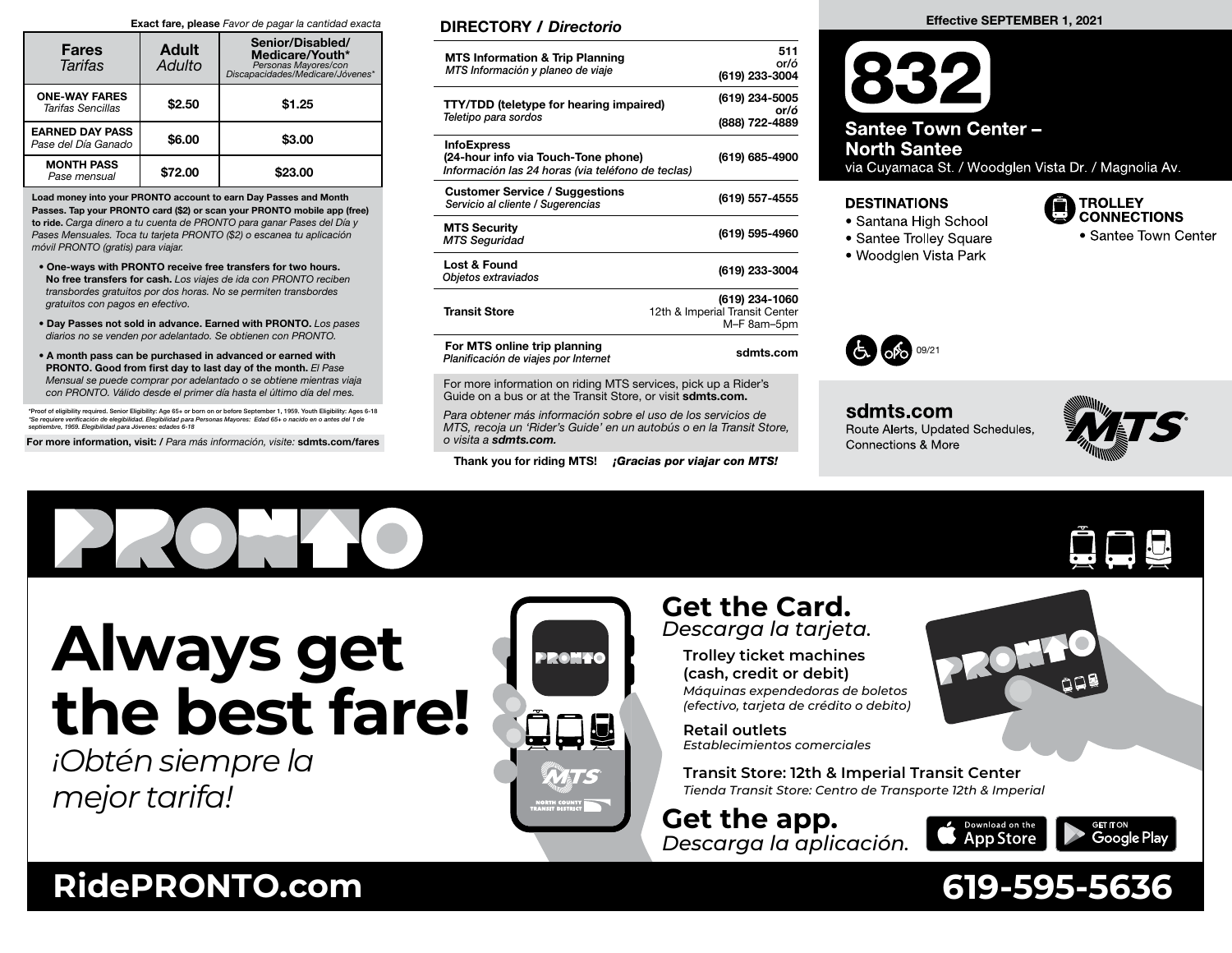**Exact fare, please** *Favor de pagar la cantidad exacta*

| **Fares** *Tarifas* | **Adult** *Adulto* | **Senior/Disabled/ Medicare/Youth*** *Personas Mayores/con Discapacidades/Medicare/Jóvenes** |
|---|---|---|
| **ONE-WAY FARES** *Tarifas Sencillas* | **$2.50** | **$1.25** |
| **EARNED DAY PASS** *Pase del Día Ganado* | **$6.00** | **$3.00** |
| **MONTH PASS** *Pase mensual* | **$72.00** | **$23.00** |

**Load money into your PRONTO account to earn Day Passes and Month Passes. Tap your PRONTO card ($2) or scan your PRONTO mobile app (free) to ride.** *Carga dinero a tu cuenta de PRONTO para ganar Pases del Día y Pases Mensuales. Toca tu tarjeta PRONTO ($2) o escanea tu aplicación móvil PRONTO (gratis) para viajar.*

- **One-ways with PRONTO receive free transfers for two hours. No free transfers for cash.** *Los viajes de ida con PRONTO reciben transbordes gratuitos por dos horas. No se permiten transbordes gratuitos con pagos en efectivo.*
- **Day Passes not sold in advance. Earned with PRONTO.** *Los pases diarios no se venden por adelantado. Se obtienen con PRONTO.*
- **A month pass can be purchased in advanced or earned with PRONTO. Good from first day to last day of the month.** *El Pase Mensual se puede comprar por adelantado o se obtiene mientras viaja con PRONTO. Válido desde el primer día hasta el último día del mes.*

*Proof of eligibility required. Senior Eligibility: Age 65+ or born on or before September 1, 1959. Youth Eligibility: Ages 6-18
*Se requiere verificación de elegibilidad. Elegibilidad para Personas Mayores: Edad 65+ o nacido en o antes del 1 de septiembre, 1959. Elegibilidad para Jóvenes: edades 6-18

**For more information, visit: /** *Para más información, visite:* **sdmts.com/fares**

## DIRECTORY / *Directorio*

| | |
|---|---|
| **MTS Information & Trip Planning** *MTS Información y planeo de viaje* | **511** or/ó **(619) 233-3004** |
| **TTY/TDD (teletype for hearing impaired)** *Teletipo para sordos* | **(619) 234-5005** or/ó **(888) 722-4889** |
| **InfoExpress (24-hour info via Touch-Tone phone)** *Información las 24 horas (via teléfono de teclas)* | **(619) 685-4900** |
| **Customer Service / Suggestions** *Servicio al cliente / Sugerencias* | **(619) 557-4555** |
| **MTS Security** *MTS Seguridad* | **(619) 595-4960** |
| **Lost & Found** *Objetos extraviados* | **(619) 233-3004** |
| **Transit Store** | **(619) 234-1060** 12th & Imperial Transit Center M–F 8am–5pm |
| **For MTS online trip planning** *Planificación de viajes por Internet* | **sdmts.com** |

For more information on riding MTS services, pick up a Rider's Guide on a bus or at the Transit Store, or visit **sdmts.com.**

*Para obtener más información sobre el uso de los servicios de MTS, recoja un 'Rider's Guide' en un autobús o en la Transit Store, o visita a **sdmts.com.***

**Thank you for riding MTS!** ***¡Gracias por viajar con MTS!***

**Effective SEPTEMBER 1, 2021**

# 832

## Santee Town Center – North Santee

via Cuyamaca St. / Woodglen Vista Dr. / Magnolia Av.

### DESTINATIONS

- Santana High School
- Santee Trolley Square
- Woodglen Vista Park

### TROLLEY CONNECTIONS

- Santee Town Center

09/21

**sdmts.com**
Route Alerts, Updated Schedules, Connections & More

MTS

# PRONTO

# Always get the best fare!

*¡Obtén siempre la mejor tarifa!*

## Get the Card.
*Descarga la tarjeta.*

**Trolley ticket machines (cash, credit or debit)**
*Máquinas expendedoras de boletos (efectivo, tarjeta de crédito o debito)*

**Retail outlets**
*Establecimientos comerciales*

**Transit Store: 12th & Imperial Transit Center**
*Tienda Transit Store: Centro de Transporte 12th & Imperial*

## Get the app.
*Descarga la aplicación.*

Download on the App Store | GET IT ON Google Play

**RidePRONTO.com** **619-595-5636**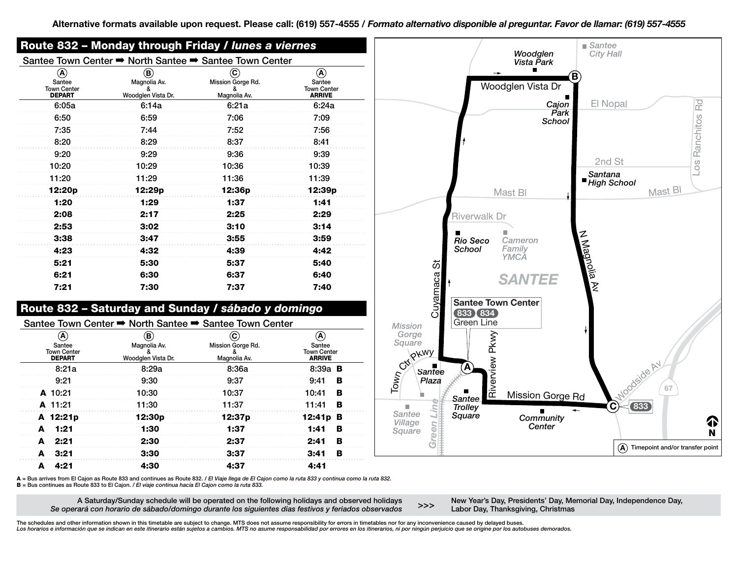Alternative formats available upon request. Please call: (619) 557-4555 / *Formato alternativo disponible al preguntar. Favor de llamar: (619) 557-4555*

## Route 832 – Monday through Friday / *lunes a viernes*

Santee Town Center ➡ North Santee ➡ Santee Town Center

| (A) Santee Town Center DEPART | (B) Magnolia Av. & Woodglen Vista Dr. | (C) Mission Gorge Rd. & Magnolia Av. | (A) Santee Town Center ARRIVE |
|---|---|---|---|
| 6:05a | 6:14a | 6:21a | 6:24a |
| 6:50 | 6:59 | 7:06 | 7:09 |
| 7:35 | 7:44 | 7:52 | 7:56 |
| 8:20 | 8:29 | 8:37 | 8:41 |
| 9:20 | 9:29 | 9:36 | 9:39 |
| 10:20 | 10:29 | 10:36 | 10:39 |
| 11:20 | 11:29 | 11:36 | 11:39 |
| **12:20p** | **12:29p** | **12:36p** | **12:39p** |
| **1:20** | **1:29** | **1:37** | **1:41** |
| **2:08** | **2:17** | **2:25** | **2:29** |
| **2:53** | **3:02** | **3:10** | **3:14** |
| **3:38** | **3:47** | **3:55** | **3:59** |
| **4:23** | **4:32** | **4:39** | **4:42** |
| **5:21** | **5:30** | **5:37** | **5:40** |
| **6:21** | **6:30** | **6:37** | **6:40** |
| **7:21** | **7:30** | **7:37** | **7:40** |

## Route 832 – Saturday and Sunday / *sábado y domingo*

Santee Town Center ➡ North Santee ➡ Santee Town Center

| (A) Santee Town Center DEPART | (B) Magnolia Av. & Woodglen Vista Dr. | (C) Mission Gorge Rd. & Magnolia Av. | (A) Santee Town Center ARRIVE |
|---|---|---|---|
| 8:21a | 8:29a | 8:36a | 8:39a **B** |
| 9:21 | 9:30 | 9:37 | 9:41 **B** |
| **A** 10:21 | 10:30 | 10:37 | 10:41 **B** |
| **A** 11:21 | 11:30 | 11:37 | 11:41 **B** |
| **A** **12:21p** | **12:30p** | **12:37p** | **12:41p** **B** |
| **A** **1:21** | **1:30** | **1:37** | **1:41** **B** |
| **A** **2:21** | **2:30** | **2:37** | **2:41** **B** |
| **A** **3:21** | **3:30** | **3:37** | **3:41** **B** |
| **A** **4:21** | **4:30** | **4:37** | **4:41** |

**A** = Bus arrives from El Cajon as Route 833 and continues as Route 832. / *El Viaje llega de El Cajon como la ruta 833 y continua como la ruta 832.*
**B** = Bus continues as Route 833 to El Cajon. / *El viaje continua hacia El Cajon como la ruta 833.*

Santee City Hall
Woodglen Vista Park
Woodglen Vista Dr
B
Cajon Park School
El Nopal
Los Ranchitos Rd
2nd St
Santana High School
Mast Bl
Mast Bl
Riverwalk Dr
Rio Seco School
Cameron Family YMCA
N Magnolia Av
SANTEE
Cuyamaca St
Santee Town Center
833 834
Green Line
Mission Gorge Square
Town Ctr Pkwy
Riverview Pkwy
Santee Plaza
A
Woodside Av
67
Santee Trolley Square
Mission Gorge Rd
Santee Village Square
Green Line
Community Center
C
833
N
(A) Timepoint and/or transfer point

A Saturday/Sunday schedule will be operated on the following holidays and observed holidays
*Se operará con horario de sábado/domingo durante los siguientes días festivos y feriados observados* >>> New Year's Day, Presidents' Day, Memorial Day, Independence Day, Labor Day, Thanksgiving, Christmas

The schedules and other information shown in this timetable are subject to change. MTS does not assume responsibility for errors in timetables nor for any inconvenience caused by delayed buses.
*Los horarios e información que se indican en este itinerario están sujetos a cambios. MTS no asume responsabilidad por errores en los itinerarios, ni por ningún perjuicio que se origine por los autobuses demorados.*